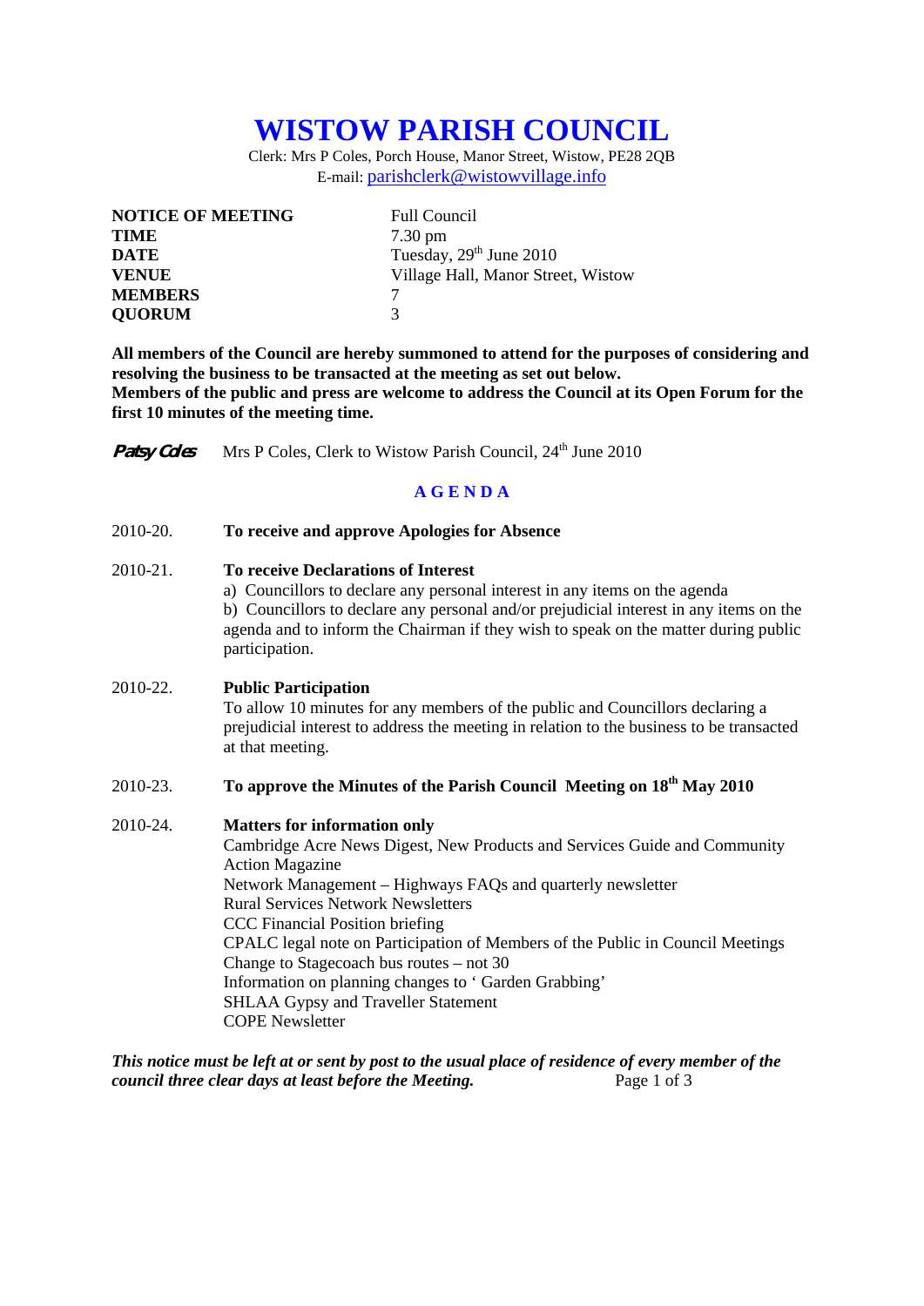# WISTOW PARISH COUNCIL

Clerk: Mrs P Coles, Porch House, Manor Street, Wistow, PE28 2QB
E-mail: parishclerk@wistowvillage.info

| | |
|---|---|
| **NOTICE OF MEETING** | Full Council |
| **TIME** | 7.30 pm |
| **DATE** | Tuesday, 29th June 2010 |
| **VENUE** | Village Hall, Manor Street, Wistow |
| **MEMBERS** | 7 |
| **QUORUM** | 3 |

**All members of the Council are hereby summoned to attend for the purposes of considering and resolving the business to be transacted at the meeting as set out below.**
**Members of the public and press are welcome to address the Council at its Open Forum for the first 10 minutes of the meeting time.**

***Patsy Coles*** Mrs P Coles, Clerk to Wistow Parish Council, 24th June 2010

## AGENDA

2010-20. **To receive and approve Apologies for Absence**

2010-21. **To receive Declarations of Interest**
a) Councillors to declare any personal interest in any items on the agenda
b) Councillors to declare any personal and/or prejudicial interest in any items on the agenda and to inform the Chairman if they wish to speak on the matter during public participation.

2010-22. **Public Participation**
To allow 10 minutes for any members of the public and Councillors declaring a prejudicial interest to address the meeting in relation to the business to be transacted at that meeting.

2010-23. **To approve the Minutes of the Parish Council Meeting on 18th May 2010**

2010-24. **Matters for information only**
Cambridge Acre News Digest, New Products and Services Guide and Community Action Magazine
Network Management – Highways FAQs and quarterly newsletter
Rural Services Network Newsletters
CCC Financial Position briefing
CPALC legal note on Participation of Members of the Public in Council Meetings
Change to Stagecoach bus routes – not 30
Information on planning changes to ' Garden Grabbing'
SHLAA Gypsy and Traveller Statement
COPE Newsletter

***This notice must be left at or sent by post to the usual place of residence of every member of the council three clear days at least before the Meeting.***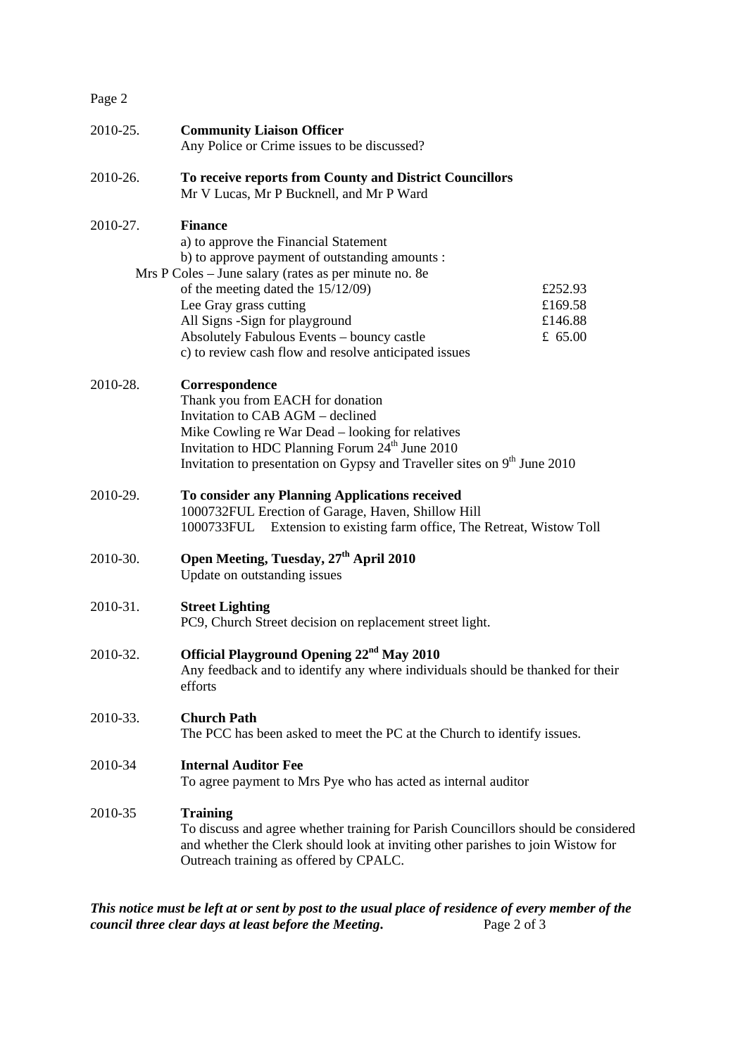**2010-25. Community Liaison Officer**
Any Police or Crime issues to be discussed?

**2010-26. To receive reports from County and District Councillors**
Mr V Lucas, Mr P Bucknell, and Mr P Ward

**2010-27. Finance**
a) to approve the Financial Statement
b) to approve payment of outstanding amounts :

| | |
|---|---|
| Mrs P Coles – June salary (rates as per minute no. 8e of the meeting dated the 15/12/09) | £252.93 |
| Lee Gray grass cutting | £169.58 |
| All Signs -Sign for playground | £146.88 |
| Absolutely Fabulous Events – bouncy castle | £ 65.00 |

c) to review cash flow and resolve anticipated issues

**2010-28. Correspondence**
Thank you from EACH for donation
Invitation to CAB AGM – declined
Mike Cowling re War Dead – looking for relatives
Invitation to HDC Planning Forum 24th June 2010
Invitation to presentation on Gypsy and Traveller sites on 9th June 2010

**2010-29. To consider any Planning Applications received**
1000732FUL Erection of Garage, Haven, Shillow Hill
1000733FUL Extension to existing farm office, The Retreat, Wistow Toll

**2010-30. Open Meeting, Tuesday, 27th April 2010**
Update on outstanding issues

**2010-31. Street Lighting**
PC9, Church Street decision on replacement street light.

**2010-32. Official Playground Opening 22nd May 2010**
Any feedback and to identify any where individuals should be thanked for their efforts

**2010-33. Church Path**
The PCC has been asked to meet the PC at the Church to identify issues.

**2010-34 Internal Auditor Fee**
To agree payment to Mrs Pye who has acted as internal auditor

**2010-35 Training**
To discuss and agree whether training for Parish Councillors should be considered and whether the Clerk should look at inviting other parishes to join Wistow for Outreach training as offered by CPALC.

***This notice must be left at or sent by post to the usual place of residence of every member of the council three clear days at least before the Meeting.***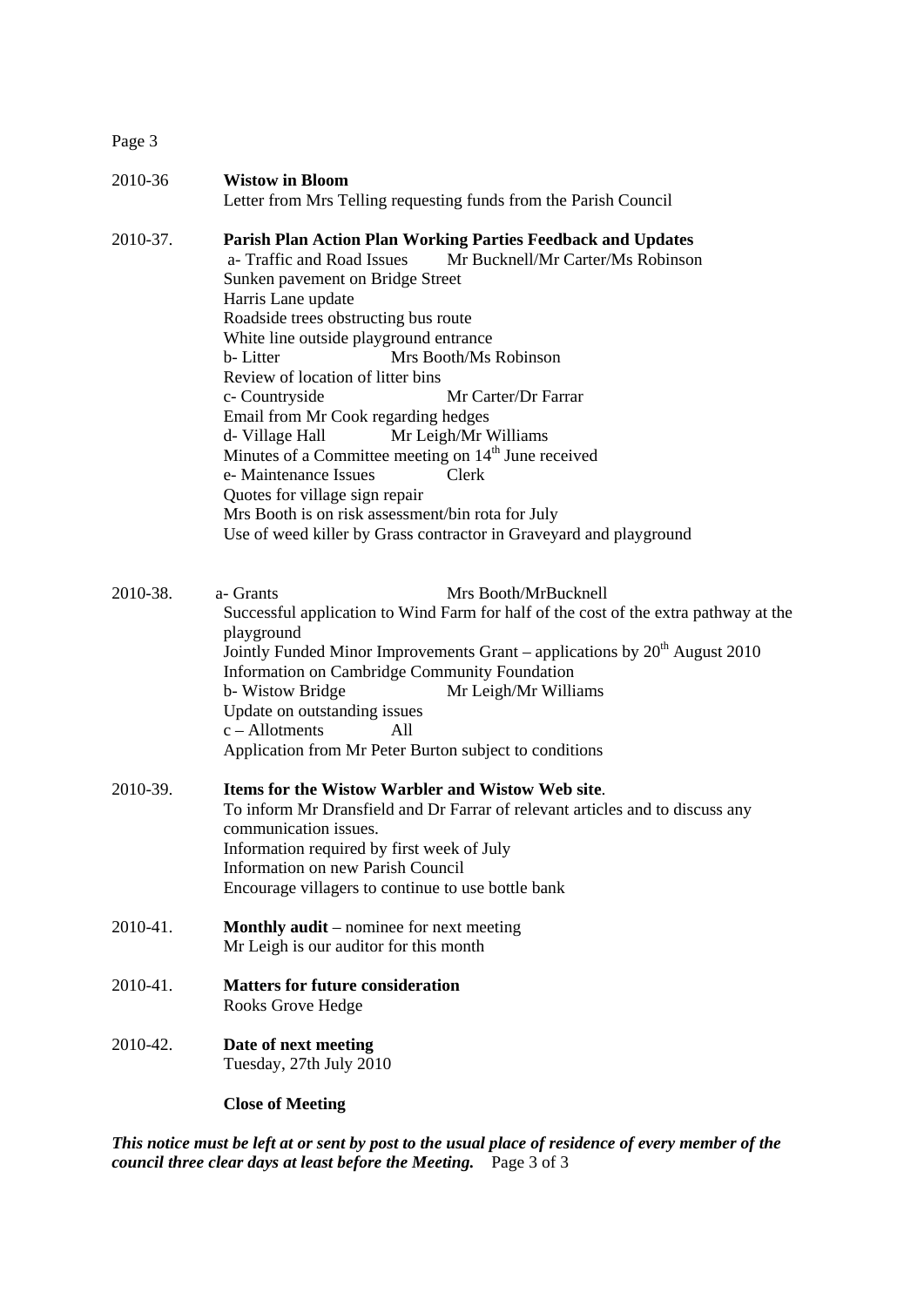2010-36 **Wistow in Bloom**

Letter from Mrs Telling requesting funds from the Parish Council

2010-37. **Parish Plan Action Plan Working Parties Feedback and Updates**

a- Traffic and Road Issues Mr Bucknell/Mr Carter/Ms Robinson

Sunken pavement on Bridge Street

Harris Lane update

Roadside trees obstructing bus route

White line outside playground entrance

b- Litter Mrs Booth/Ms Robinson

Review of location of litter bins

c- Countryside Mr Carter/Dr Farrar

Email from Mr Cook regarding hedges

d- Village Hall Mr Leigh/Mr Williams

Minutes of a Committee meeting on 14th June received

e- Maintenance Issues Clerk

Quotes for village sign repair

Mrs Booth is on risk assessment/bin rota for July

Use of weed killer by Grass contractor in Graveyard and playground

2010-38. a- Grants Mrs Booth/MrBucknell

Successful application to Wind Farm for half of the cost of the extra pathway at the playground

Jointly Funded Minor Improvements Grant – applications by 20th August 2010

Information on Cambridge Community Foundation

b- Wistow Bridge Mr Leigh/Mr Williams

Update on outstanding issues

c – Allotments All

Application from Mr Peter Burton subject to conditions

2010-39. **Items for the Wistow Warbler and Wistow Web site**.

To inform Mr Dransfield and Dr Farrar of relevant articles and to discuss any communication issues.

Information required by first week of July

Information on new Parish Council

Encourage villagers to continue to use bottle bank

2010-41. **Monthly audit** – nominee for next meeting

Mr Leigh is our auditor for this month

2010-41. **Matters for future consideration**

Rooks Grove Hedge

2010-42. **Date of next meeting**

Tuesday, 27th July 2010

**Close of Meeting**

***This notice must be left at or sent by post to the usual place of residence of every member of the council three clear days at least before the Meeting.***